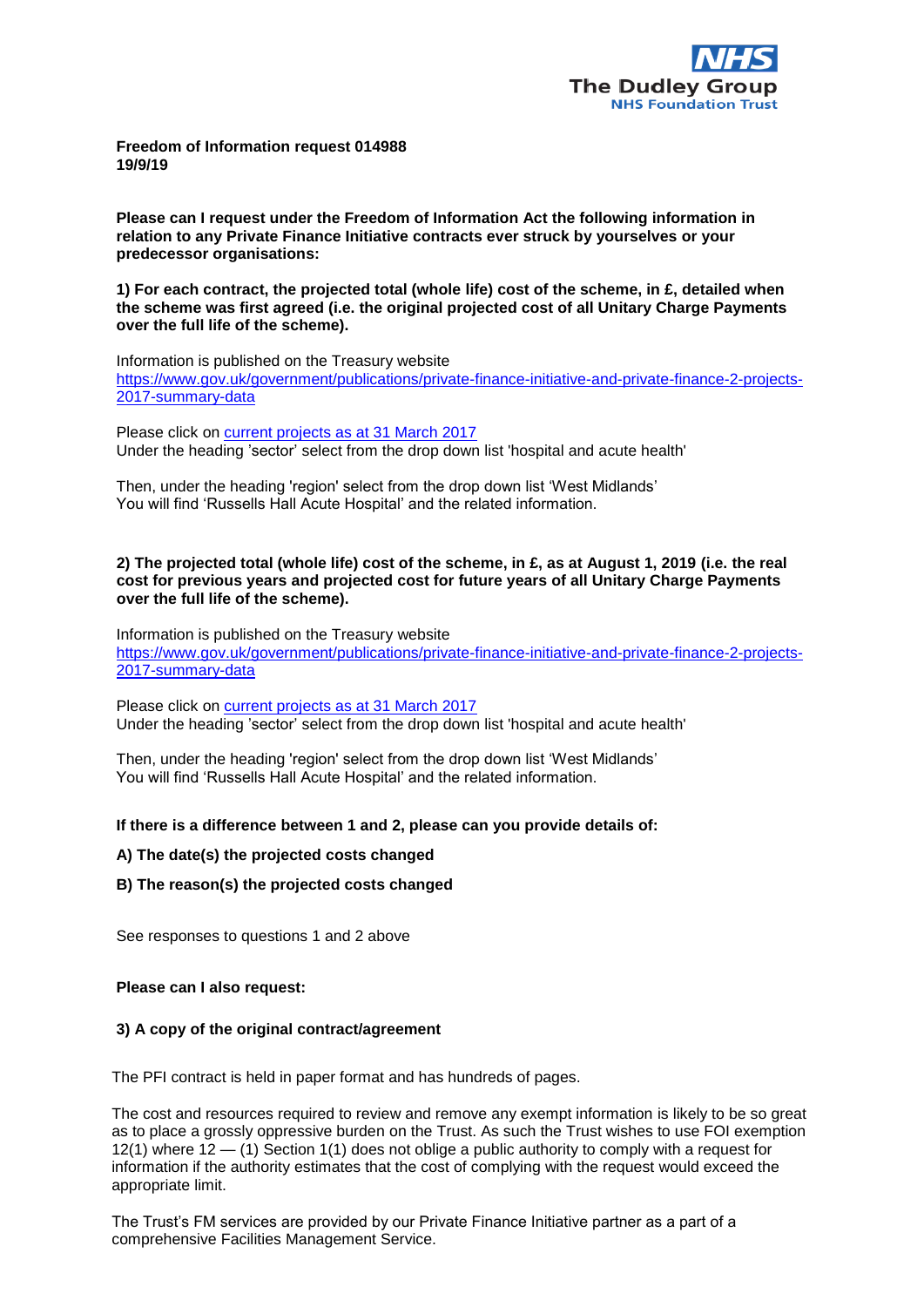NHS
The Dudley Group
NHS Foundation Trust

**Freedom of Information request 014988**
**19/9/19**

**Please can I request under the Freedom of Information Act the following information in relation to any Private Finance Initiative contracts ever struck by yourselves or your predecessor organisations:**

**1) For each contract, the projected total (whole life) cost of the scheme, in £, detailed when the scheme was first agreed (i.e. the original projected cost of all Unitary Charge Payments over the full life of the scheme).**

Information is published on the Treasury website
[https://www.gov.uk/government/publications/private-finance-initiative-and-private-finance-2-projects-2017-summary-data](https://www.gov.uk/government/publications/private-finance-initiative-and-private-finance-2-projects-2017-summary-data)

Please click on current projects as at 31 March 2017
Under the heading 'sector' select from the drop down list 'hospital and acute health'

Then, under the heading 'region' select from the drop down list 'West Midlands'
You will find 'Russells Hall Acute Hospital' and the related information.

**2) The projected total (whole life) cost of the scheme, in £, as at August 1, 2019 (i.e. the real cost for previous years and projected cost for future years of all Unitary Charge Payments over the full life of the scheme).**

Information is published on the Treasury website
[https://www.gov.uk/government/publications/private-finance-initiative-and-private-finance-2-projects-2017-summary-data](https://www.gov.uk/government/publications/private-finance-initiative-and-private-finance-2-projects-2017-summary-data)

Please click on current projects as at 31 March 2017
Under the heading 'sector' select from the drop down list 'hospital and acute health'

Then, under the heading 'region' select from the drop down list 'West Midlands'
You will find 'Russells Hall Acute Hospital' and the related information.

**If there is a difference between 1 and 2, please can you provide details of:**

**A) The date(s) the projected costs changed**

**B) The reason(s) the projected costs changed**

See responses to questions 1 and 2 above

**Please can I also request:**

**3) A copy of the original contract/agreement**

The PFI contract is held in paper format and has hundreds of pages.

The cost and resources required to review and remove any exempt information is likely to be so great as to place a grossly oppressive burden on the Trust. As such the Trust wishes to use FOI exemption 12(1) where 12 — (1) Section 1(1) does not oblige a public authority to comply with a request for information if the authority estimates that the cost of complying with the request would exceed the appropriate limit.

The Trust's FM services are provided by our Private Finance Initiative partner as a part of a comprehensive Facilities Management Service.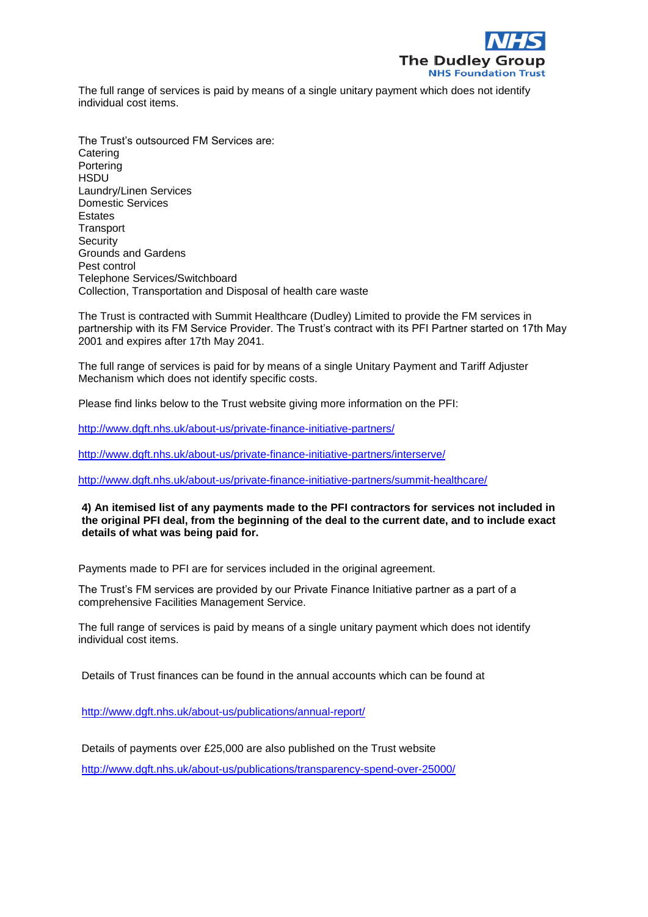The full range of services is paid by means of a single unitary payment which does not identify individual cost items.

The Trust's outsourced FM Services are:
Catering
Portering
HSDU
Laundry/Linen Services
Domestic Services
Estates
Transport
Security
Grounds and Gardens
Pest control
Telephone Services/Switchboard
Collection, Transportation and Disposal of health care waste

The Trust is contracted with Summit Healthcare (Dudley) Limited to provide the FM services in partnership with its FM Service Provider. The Trust's contract with its PFI Partner started on 17th May 2001 and expires after 17th May 2041.

The full range of services is paid for by means of a single Unitary Payment and Tariff Adjuster Mechanism which does not identify specific costs.

Please find links below to the Trust website giving more information on the PFI:

http://www.dgft.nhs.uk/about-us/private-finance-initiative-partners/

http://www.dgft.nhs.uk/about-us/private-finance-initiative-partners/interserve/

http://www.dgft.nhs.uk/about-us/private-finance-initiative-partners/summit-healthcare/

**4) An itemised list of any payments made to the PFI contractors for services not included in the original PFI deal, from the beginning of the deal to the current date, and to include exact details of what was being paid for.**

Payments made to PFI are for services included in the original agreement.

The Trust's FM services are provided by our Private Finance Initiative partner as a part of a comprehensive Facilities Management Service.

The full range of services is paid by means of a single unitary payment which does not identify individual cost items.

Details of Trust finances can be found in the annual accounts which can be found at

http://www.dgft.nhs.uk/about-us/publications/annual-report/

Details of payments over £25,000 are also published on the Trust website

http://www.dgft.nhs.uk/about-us/publications/transparency-spend-over-25000/